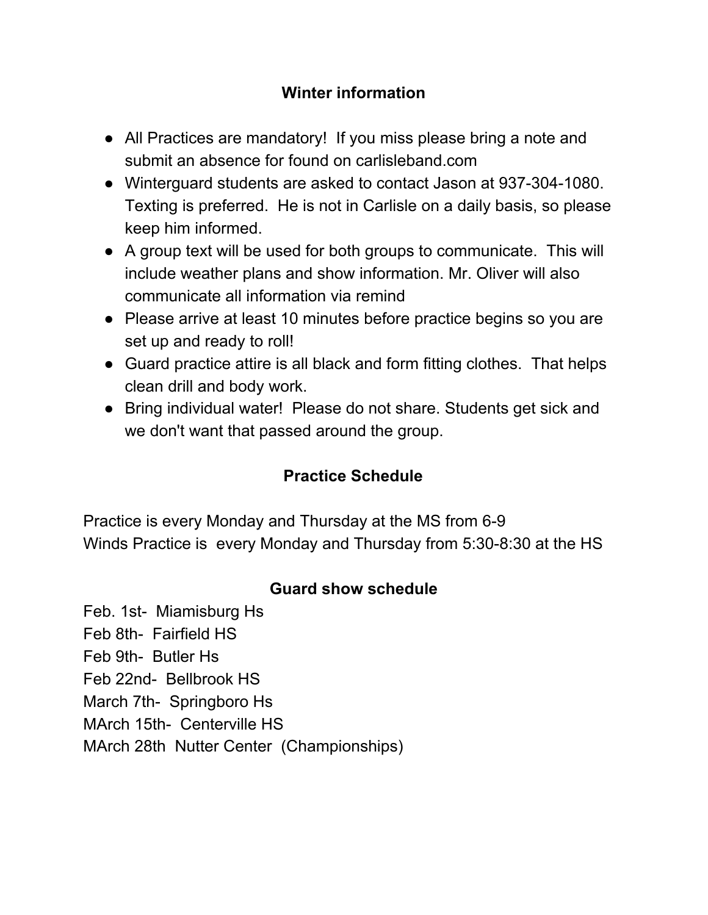## Winter information

- All Practices are mandatory! If you miss please bring a note and submit an absence for found on carlisleband.com
- Winterguard students are asked to contact Jason at 937-304-1080. Texting is preferred. He is not in Carlisle on a daily basis, so please keep him informed.
- A group text will be used for both groups to communicate. This will include weather plans and show information. Mr. Oliver will also communicate all information via remind
- Please arrive at least 10 minutes before practice begins so you are set up and ready to roll!
- Guard practice attire is all black and form fitting clothes. That helps clean drill and body work.
- Bring individual water! Please do not share. Students get sick and we don't want that passed around the group.

## Practice Schedule

Practice is every Monday and Thursday at the MS from 6-9
Winds Practice is every Monday and Thursday from 5:30-8:30 at the HS

## Guard show schedule

Feb. 1st- Miamisburg Hs
Feb 8th- Fairfield HS
Feb 9th- Butler Hs
Feb 22nd- Bellbrook HS
March 7th- Springboro Hs
MArch 15th- Centerville HS
MArch 28th Nutter Center (Championships)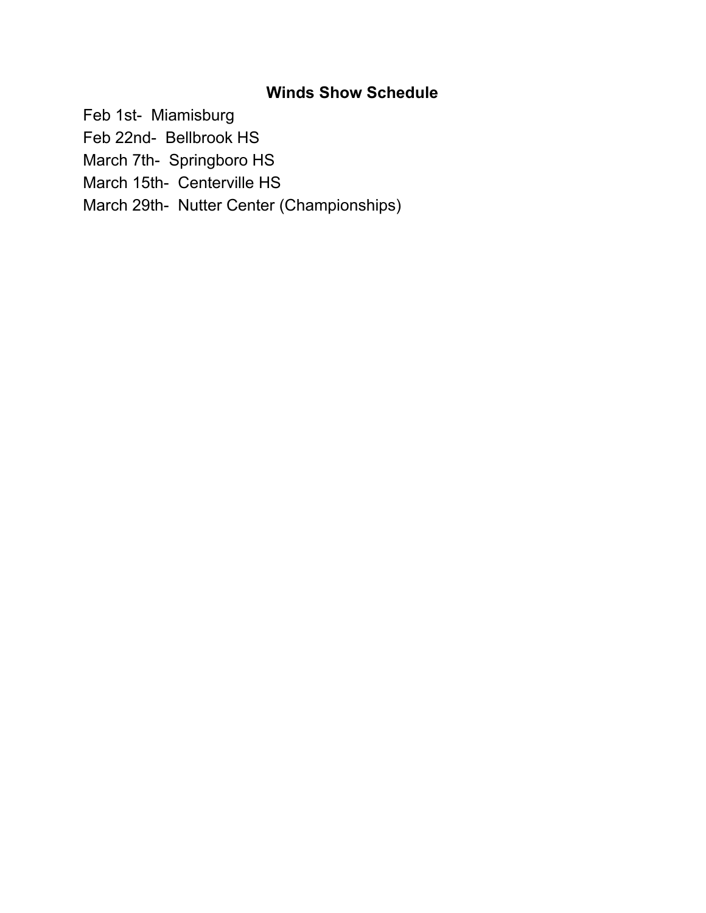**Winds Show Schedule**

Feb 1st- Miamisburg

Feb 22nd- Bellbrook HS

March 7th- Springboro HS

March 15th- Centerville HS

March 29th- Nutter Center (Championships)